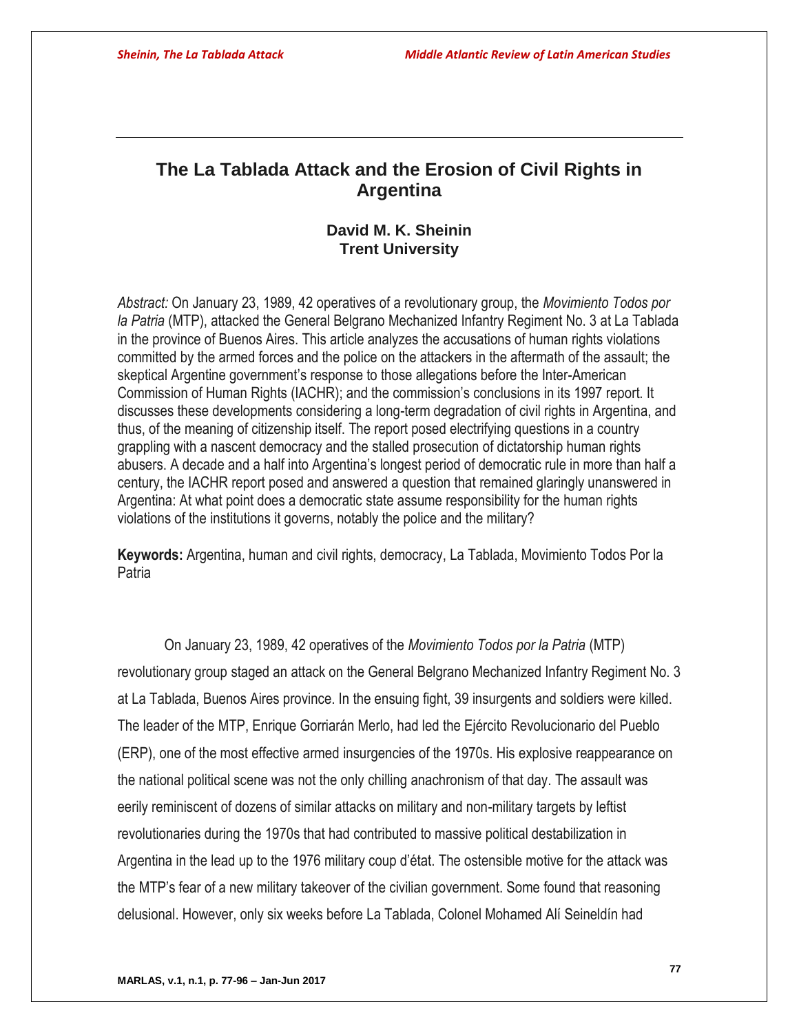# The La Tablada Attack and the Erosion of Civil Rights in Argentina

**David M. K. Sheinin**
**Trent University**

*Abstract:* On January 23, 1989, 42 operatives of a revolutionary group, the *Movimiento Todos por la Patria* (MTP), attacked the General Belgrano Mechanized Infantry Regiment No. 3 at La Tablada in the province of Buenos Aires. This article analyzes the accusations of human rights violations committed by the armed forces and the police on the attackers in the aftermath of the assault; the skeptical Argentine government's response to those allegations before the Inter-American Commission of Human Rights (IACHR); and the commission's conclusions in its 1997 report. It discusses these developments considering a long-term degradation of civil rights in Argentina, and thus, of the meaning of citizenship itself. The report posed electrifying questions in a country grappling with a nascent democracy and the stalled prosecution of dictatorship human rights abusers. A decade and a half into Argentina's longest period of democratic rule in more than half a century, the IACHR report posed and answered a question that remained glaringly unanswered in Argentina: At what point does a democratic state assume responsibility for the human rights violations of the institutions it governs, notably the police and the military?

**Keywords:** Argentina, human and civil rights, democracy, La Tablada, Movimiento Todos Por la Patria

On January 23, 1989, 42 operatives of the *Movimiento Todos por la Patria* (MTP) revolutionary group staged an attack on the General Belgrano Mechanized Infantry Regiment No. 3 at La Tablada, Buenos Aires province. In the ensuing fight, 39 insurgents and soldiers were killed. The leader of the MTP, Enrique Gorriarán Merlo, had led the Ejército Revolucionario del Pueblo (ERP), one of the most effective armed insurgencies of the 1970s. His explosive reappearance on the national political scene was not the only chilling anachronism of that day. The assault was eerily reminiscent of dozens of similar attacks on military and non-military targets by leftist revolutionaries during the 1970s that had contributed to massive political destabilization in Argentina in the lead up to the 1976 military coup d'état. The ostensible motive for the attack was the MTP's fear of a new military takeover of the civilian government. Some found that reasoning delusional. However, only six weeks before La Tablada, Colonel Mohamed Alí Seineldín had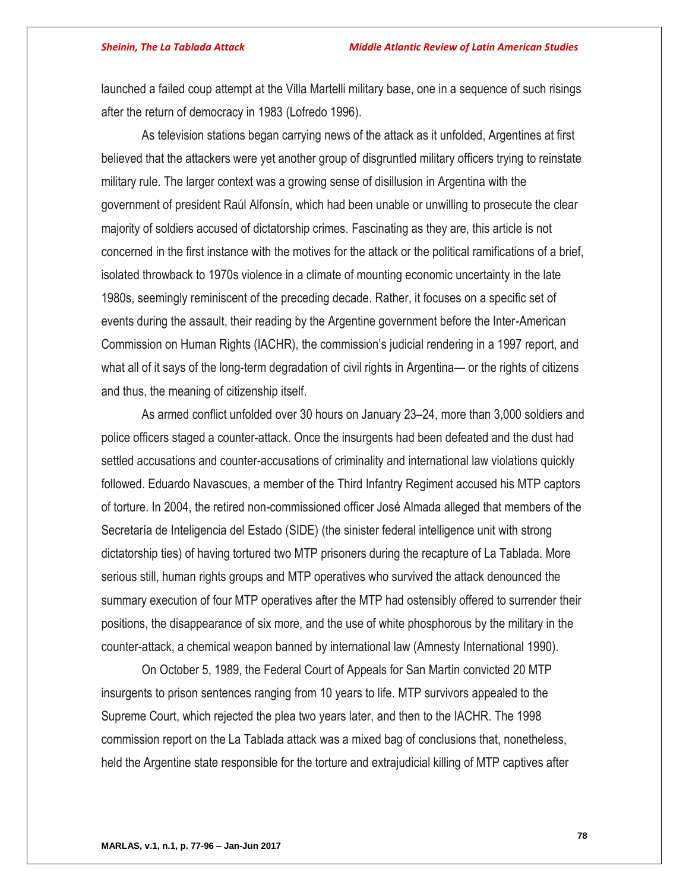launched a failed coup attempt at the Villa Martelli military base, one in a sequence of such risings after the return of democracy in 1983 (Lofredo 1996).

As television stations began carrying news of the attack as it unfolded, Argentines at first believed that the attackers were yet another group of disgruntled military officers trying to reinstate military rule. The larger context was a growing sense of disillusion in Argentina with the government of president Raúl Alfonsín, which had been unable or unwilling to prosecute the clear majority of soldiers accused of dictatorship crimes. Fascinating as they are, this article is not concerned in the first instance with the motives for the attack or the political ramifications of a brief, isolated throwback to 1970s violence in a climate of mounting economic uncertainty in the late 1980s, seemingly reminiscent of the preceding decade. Rather, it focuses on a specific set of events during the assault, their reading by the Argentine government before the Inter-American Commission on Human Rights (IACHR), the commission's judicial rendering in a 1997 report, and what all of it says of the long-term degradation of civil rights in Argentina— or the rights of citizens and thus, the meaning of citizenship itself.

As armed conflict unfolded over 30 hours on January 23–24, more than 3,000 soldiers and police officers staged a counter-attack. Once the insurgents had been defeated and the dust had settled accusations and counter-accusations of criminality and international law violations quickly followed. Eduardo Navascues, a member of the Third Infantry Regiment accused his MTP captors of torture. In 2004, the retired non-commissioned officer José Almada alleged that members of the Secretaría de Inteligencia del Estado (SIDE) (the sinister federal intelligence unit with strong dictatorship ties) of having tortured two MTP prisoners during the recapture of La Tablada. More serious still, human rights groups and MTP operatives who survived the attack denounced the summary execution of four MTP operatives after the MTP had ostensibly offered to surrender their positions, the disappearance of six more, and the use of white phosphorous by the military in the counter-attack, a chemical weapon banned by international law (Amnesty International 1990).

On October 5, 1989, the Federal Court of Appeals for San Martín convicted 20 MTP insurgents to prison sentences ranging from 10 years to life. MTP survivors appealed to the Supreme Court, which rejected the plea two years later, and then to the IACHR. The 1998 commission report on the La Tablada attack was a mixed bag of conclusions that, nonetheless, held the Argentine state responsible for the torture and extrajudicial killing of MTP captives after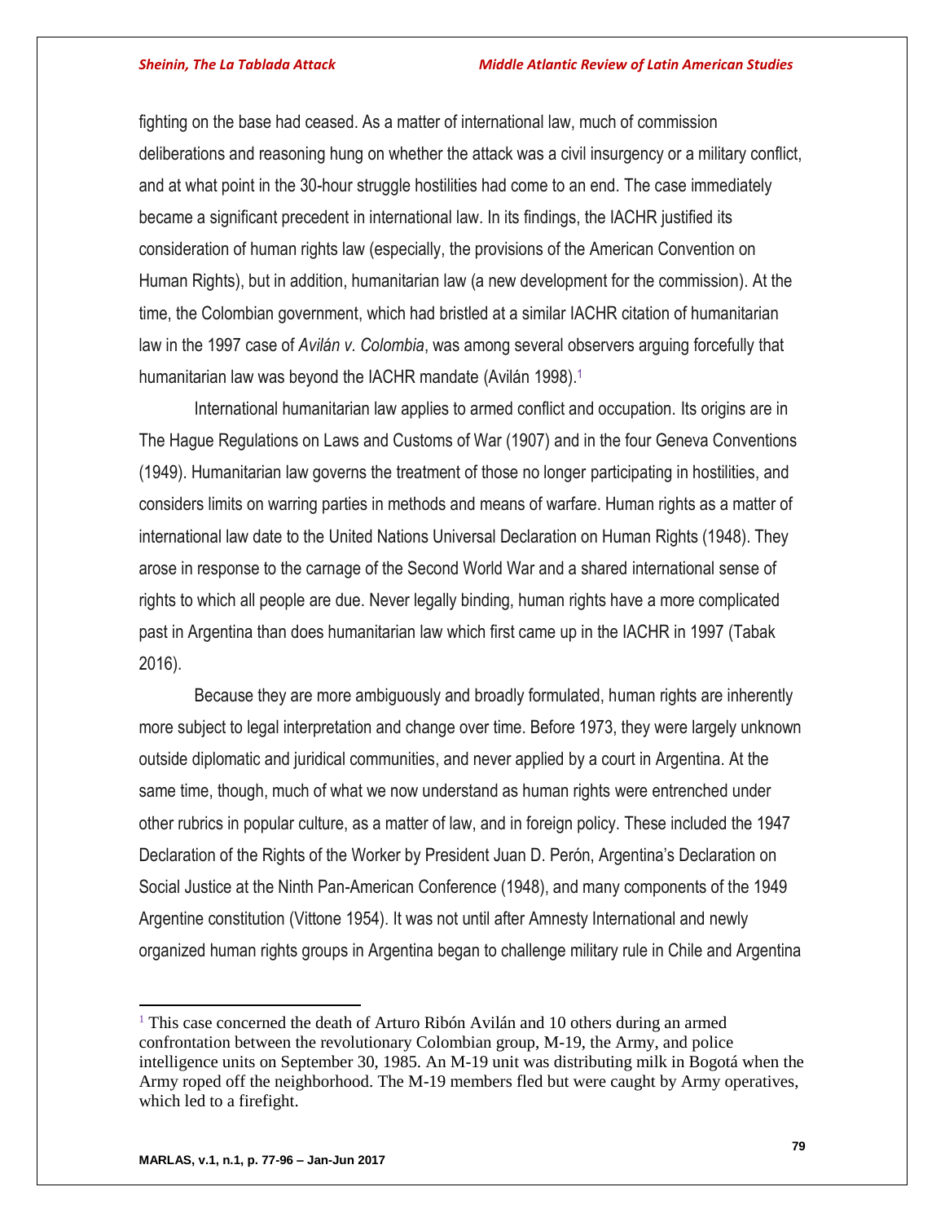fighting on the base had ceased. As a matter of international law, much of commission deliberations and reasoning hung on whether the attack was a civil insurgency or a military conflict, and at what point in the 30-hour struggle hostilities had come to an end. The case immediately became a significant precedent in international law. In its findings, the IACHR justified its consideration of human rights law (especially, the provisions of the American Convention on Human Rights), but in addition, humanitarian law (a new development for the commission). At the time, the Colombian government, which had bristled at a similar IACHR citation of humanitarian law in the 1997 case of *Avilán v. Colombia*, was among several observers arguing forcefully that humanitarian law was beyond the IACHR mandate (Avilán 1998).[1]

International humanitarian law applies to armed conflict and occupation. Its origins are in The Hague Regulations on Laws and Customs of War (1907) and in the four Geneva Conventions (1949). Humanitarian law governs the treatment of those no longer participating in hostilities, and considers limits on warring parties in methods and means of warfare. Human rights as a matter of international law date to the United Nations Universal Declaration on Human Rights (1948). They arose in response to the carnage of the Second World War and a shared international sense of rights to which all people are due. Never legally binding, human rights have a more complicated past in Argentina than does humanitarian law which first came up in the IACHR in 1997 (Tabak 2016).

Because they are more ambiguously and broadly formulated, human rights are inherently more subject to legal interpretation and change over time. Before 1973, they were largely unknown outside diplomatic and juridical communities, and never applied by a court in Argentina. At the same time, though, much of what we now understand as human rights were entrenched under other rubrics in popular culture, as a matter of law, and in foreign policy. These included the 1947 Declaration of the Rights of the Worker by President Juan D. Perón, Argentina's Declaration on Social Justice at the Ninth Pan-American Conference (1948), and many components of the 1949 Argentine constitution (Vittone 1954). It was not until after Amnesty International and newly organized human rights groups in Argentina began to challenge military rule in Chile and Argentina

[1] This case concerned the death of Arturo Ribón Avilán and 10 others during an armed confrontation between the revolutionary Colombian group, M-19, the Army, and police intelligence units on September 30, 1985. An M-19 unit was distributing milk in Bogotá when the Army roped off the neighborhood. The M-19 members fled but were caught by Army operatives, which led to a firefight.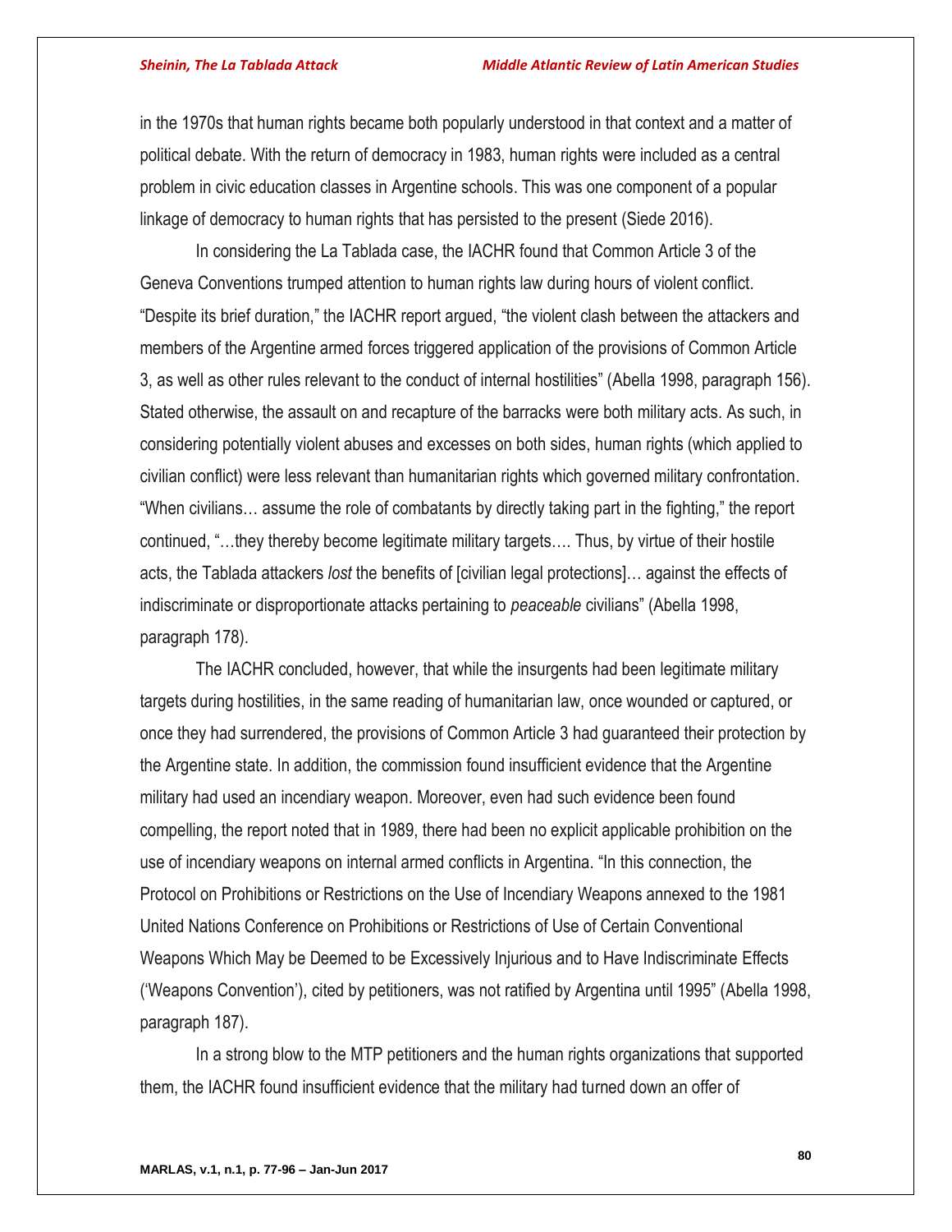in the 1970s that human rights became both popularly understood in that context and a matter of political debate. With the return of democracy in 1983, human rights were included as a central problem in civic education classes in Argentine schools. This was one component of a popular linkage of democracy to human rights that has persisted to the present (Siede 2016).

In considering the La Tablada case, the IACHR found that Common Article 3 of the Geneva Conventions trumped attention to human rights law during hours of violent conflict. “Despite its brief duration,” the IACHR report argued, “the violent clash between the attackers and members of the Argentine armed forces triggered application of the provisions of Common Article 3, as well as other rules relevant to the conduct of internal hostilities” (Abella 1998, paragraph 156). Stated otherwise, the assault on and recapture of the barracks were both military acts. As such, in considering potentially violent abuses and excesses on both sides, human rights (which applied to civilian conflict) were less relevant than humanitarian rights which governed military confrontation. “When civilians… assume the role of combatants by directly taking part in the fighting,” the report continued, “…they thereby become legitimate military targets…. Thus, by virtue of their hostile acts, the Tablada attackers *lost* the benefits of [civilian legal protections]… against the effects of indiscriminate or disproportionate attacks pertaining to *peaceable* civilians” (Abella 1998, paragraph 178).

The IACHR concluded, however, that while the insurgents had been legitimate military targets during hostilities, in the same reading of humanitarian law, once wounded or captured, or once they had surrendered, the provisions of Common Article 3 had guaranteed their protection by the Argentine state. In addition, the commission found insufficient evidence that the Argentine military had used an incendiary weapon. Moreover, even had such evidence been found compelling, the report noted that in 1989, there had been no explicit applicable prohibition on the use of incendiary weapons on internal armed conflicts in Argentina. “In this connection, the Protocol on Prohibitions or Restrictions on the Use of Incendiary Weapons annexed to the 1981 United Nations Conference on Prohibitions or Restrictions of Use of Certain Conventional Weapons Which May be Deemed to be Excessively Injurious and to Have Indiscriminate Effects (‘Weapons Convention’), cited by petitioners, was not ratified by Argentina until 1995” (Abella 1998, paragraph 187).

In a strong blow to the MTP petitioners and the human rights organizations that supported them, the IACHR found insufficient evidence that the military had turned down an offer of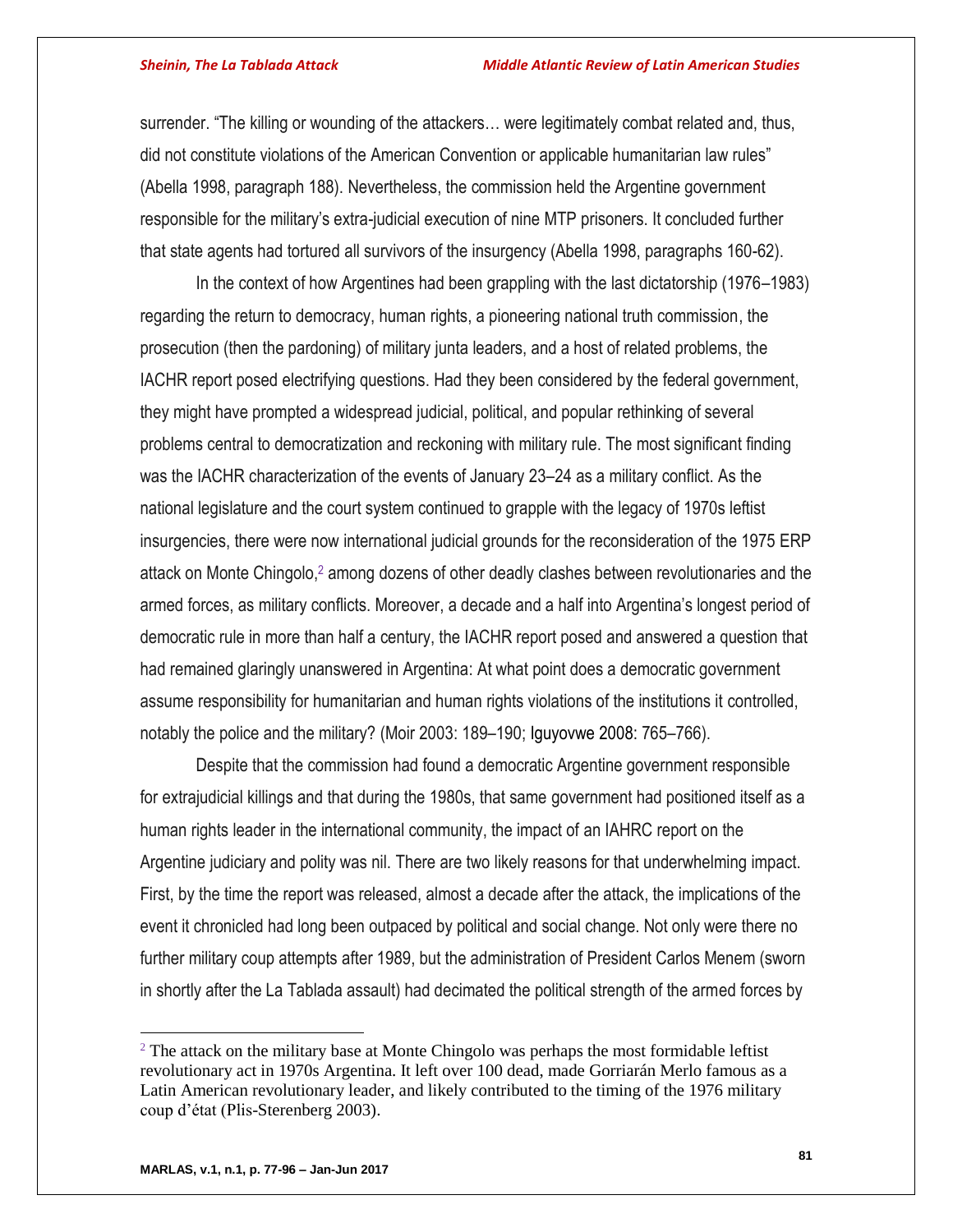surrender. "The killing or wounding of the attackers… were legitimately combat related and, thus, did not constitute violations of the American Convention or applicable humanitarian law rules" (Abella 1998, paragraph 188). Nevertheless, the commission held the Argentine government responsible for the military's extra-judicial execution of nine MTP prisoners. It concluded further that state agents had tortured all survivors of the insurgency (Abella 1998, paragraphs 160-62).

In the context of how Argentines had been grappling with the last dictatorship (1976–1983) regarding the return to democracy, human rights, a pioneering national truth commission, the prosecution (then the pardoning) of military junta leaders, and a host of related problems, the IACHR report posed electrifying questions. Had they been considered by the federal government, they might have prompted a widespread judicial, political, and popular rethinking of several problems central to democratization and reckoning with military rule. The most significant finding was the IACHR characterization of the events of January 23–24 as a military conflict. As the national legislature and the court system continued to grapple with the legacy of 1970s leftist insurgencies, there were now international judicial grounds for the reconsideration of the 1975 ERP attack on Monte Chingolo,[2] among dozens of other deadly clashes between revolutionaries and the armed forces, as military conflicts. Moreover, a decade and a half into Argentina's longest period of democratic rule in more than half a century, the IACHR report posed and answered a question that had remained glaringly unanswered in Argentina: At what point does a democratic government assume responsibility for humanitarian and human rights violations of the institutions it controlled, notably the police and the military? (Moir 2003: 189–190; Iguyovwe 2008: 765–766).

Despite that the commission had found a democratic Argentine government responsible for extrajudicial killings and that during the 1980s, that same government had positioned itself as a human rights leader in the international community, the impact of an IAHRC report on the Argentine judiciary and polity was nil. There are two likely reasons for that underwhelming impact. First, by the time the report was released, almost a decade after the attack, the implications of the event it chronicled had long been outpaced by political and social change. Not only were there no further military coup attempts after 1989, but the administration of President Carlos Menem (sworn in shortly after the La Tablada assault) had decimated the political strength of the armed forces by

---

[2] The attack on the military base at Monte Chingolo was perhaps the most formidable leftist revolutionary act in 1970s Argentina. It left over 100 dead, made Gorriarán Merlo famous as a Latin American revolutionary leader, and likely contributed to the timing of the 1976 military coup d'état (Plis-Sterenberg 2003).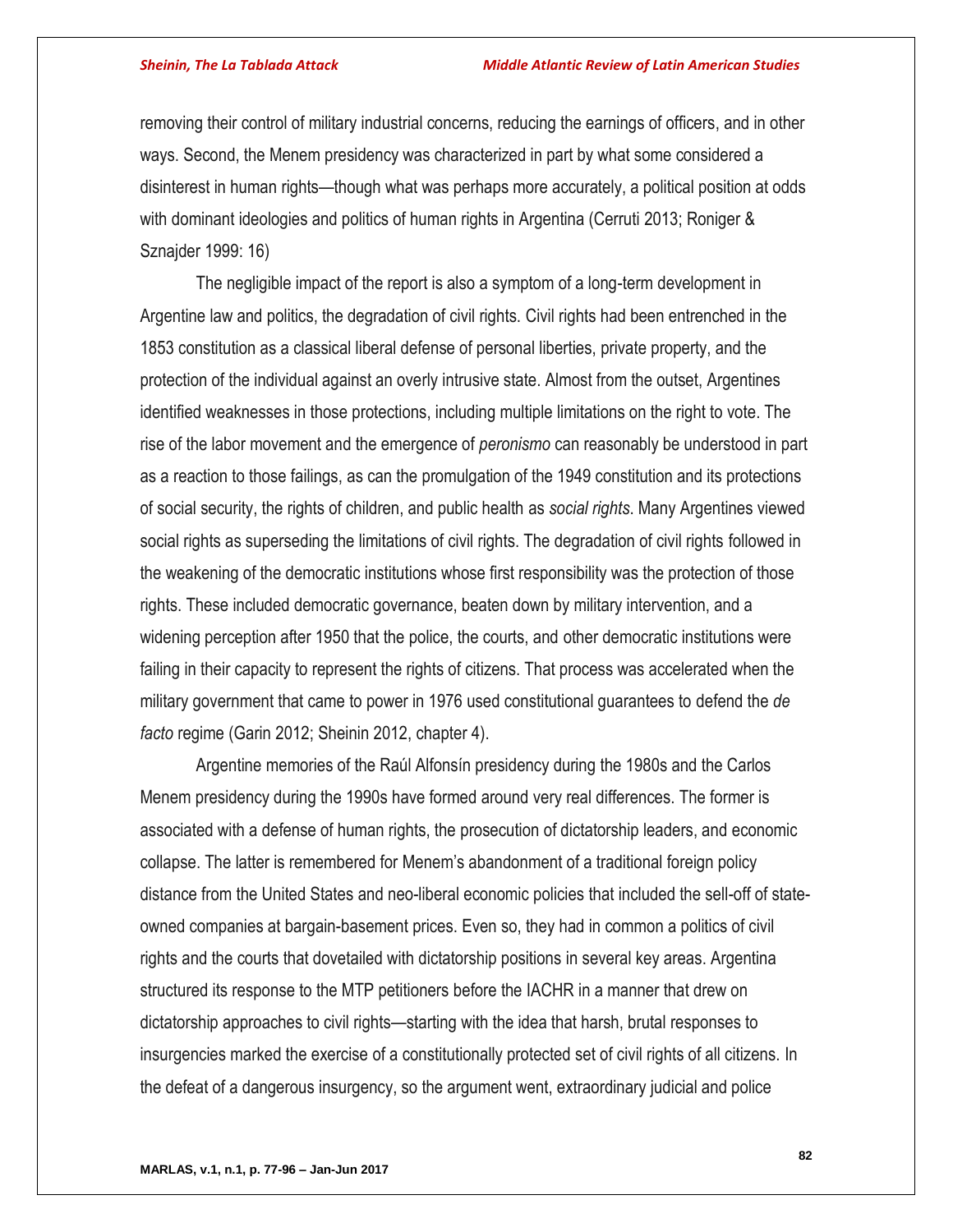removing their control of military industrial concerns, reducing the earnings of officers, and in other ways. Second, the Menem presidency was characterized in part by what some considered a disinterest in human rights—though what was perhaps more accurately, a political position at odds with dominant ideologies and politics of human rights in Argentina (Cerruti 2013; Roniger & Sznajder 1999: 16)

The negligible impact of the report is also a symptom of a long-term development in Argentine law and politics, the degradation of civil rights. Civil rights had been entrenched in the 1853 constitution as a classical liberal defense of personal liberties, private property, and the protection of the individual against an overly intrusive state. Almost from the outset, Argentines identified weaknesses in those protections, including multiple limitations on the right to vote. The rise of the labor movement and the emergence of *peronismo* can reasonably be understood in part as a reaction to those failings, as can the promulgation of the 1949 constitution and its protections of social security, the rights of children, and public health as *social rights*. Many Argentines viewed social rights as superseding the limitations of civil rights. The degradation of civil rights followed in the weakening of the democratic institutions whose first responsibility was the protection of those rights. These included democratic governance, beaten down by military intervention, and a widening perception after 1950 that the police, the courts, and other democratic institutions were failing in their capacity to represent the rights of citizens. That process was accelerated when the military government that came to power in 1976 used constitutional guarantees to defend the *de facto* regime (Garin 2012; Sheinin 2012, chapter 4).

Argentine memories of the Raúl Alfonsín presidency during the 1980s and the Carlos Menem presidency during the 1990s have formed around very real differences. The former is associated with a defense of human rights, the prosecution of dictatorship leaders, and economic collapse. The latter is remembered for Menem's abandonment of a traditional foreign policy distance from the United States and neo-liberal economic policies that included the sell-off of state-owned companies at bargain-basement prices. Even so, they had in common a politics of civil rights and the courts that dovetailed with dictatorship positions in several key areas. Argentina structured its response to the MTP petitioners before the IACHR in a manner that drew on dictatorship approaches to civil rights—starting with the idea that harsh, brutal responses to insurgencies marked the exercise of a constitutionally protected set of civil rights of all citizens. In the defeat of a dangerous insurgency, so the argument went, extraordinary judicial and police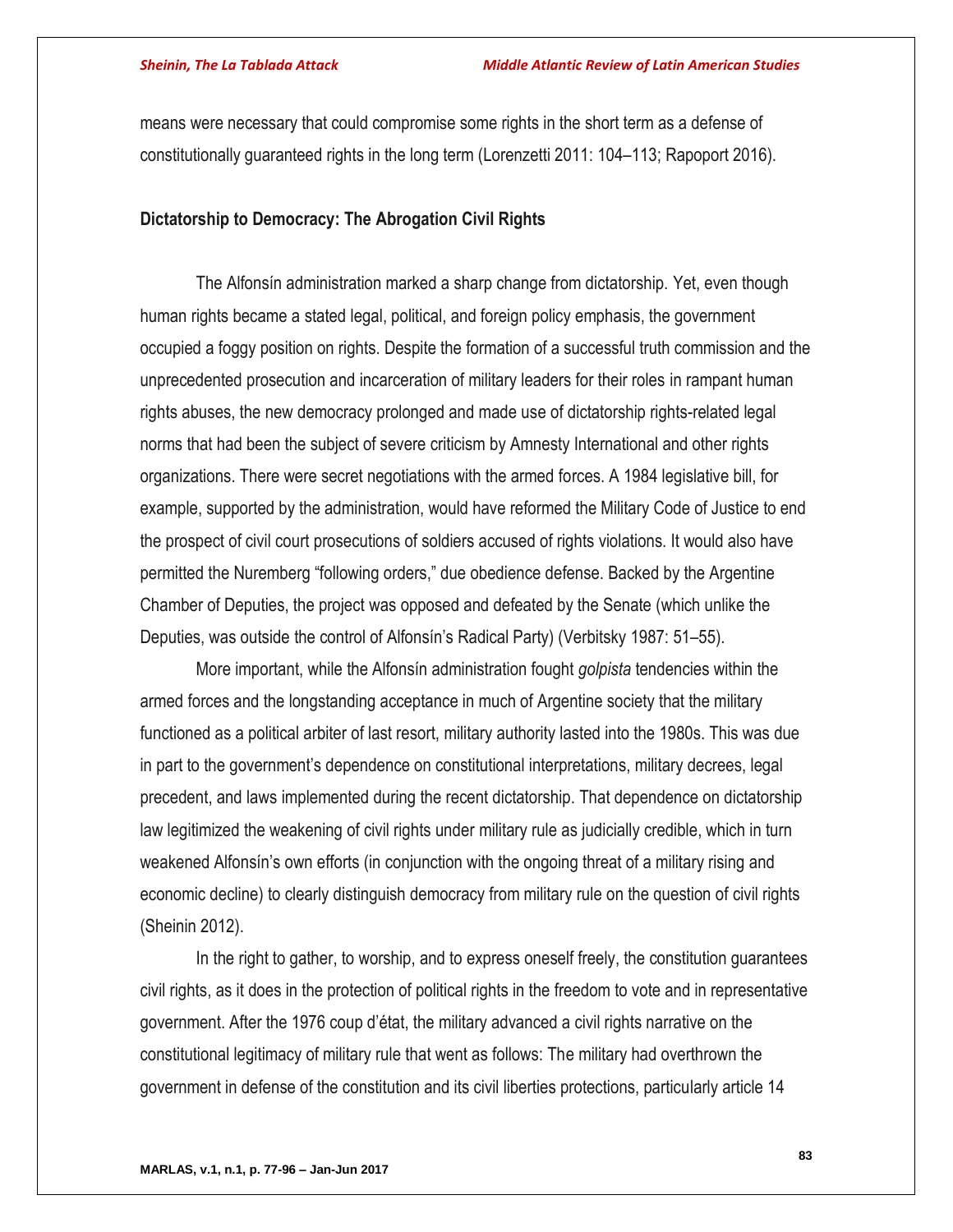means were necessary that could compromise some rights in the short term as a defense of constitutionally guaranteed rights in the long term (Lorenzetti 2011: 104–113; Rapoport 2016).

## Dictatorship to Democracy: The Abrogation Civil Rights

The Alfonsín administration marked a sharp change from dictatorship. Yet, even though human rights became a stated legal, political, and foreign policy emphasis, the government occupied a foggy position on rights. Despite the formation of a successful truth commission and the unprecedented prosecution and incarceration of military leaders for their roles in rampant human rights abuses, the new democracy prolonged and made use of dictatorship rights-related legal norms that had been the subject of severe criticism by Amnesty International and other rights organizations. There were secret negotiations with the armed forces. A 1984 legislative bill, for example, supported by the administration, would have reformed the Military Code of Justice to end the prospect of civil court prosecutions of soldiers accused of rights violations. It would also have permitted the Nuremberg "following orders," due obedience defense. Backed by the Argentine Chamber of Deputies, the project was opposed and defeated by the Senate (which unlike the Deputies, was outside the control of Alfonsín's Radical Party) (Verbitsky 1987: 51–55).

More important, while the Alfonsín administration fought *golpista* tendencies within the armed forces and the longstanding acceptance in much of Argentine society that the military functioned as a political arbiter of last resort, military authority lasted into the 1980s. This was due in part to the government's dependence on constitutional interpretations, military decrees, legal precedent, and laws implemented during the recent dictatorship. That dependence on dictatorship law legitimized the weakening of civil rights under military rule as judicially credible, which in turn weakened Alfonsín's own efforts (in conjunction with the ongoing threat of a military rising and economic decline) to clearly distinguish democracy from military rule on the question of civil rights (Sheinin 2012).

In the right to gather, to worship, and to express oneself freely, the constitution guarantees civil rights, as it does in the protection of political rights in the freedom to vote and in representative government. After the 1976 coup d'état, the military advanced a civil rights narrative on the constitutional legitimacy of military rule that went as follows: The military had overthrown the government in defense of the constitution and its civil liberties protections, particularly article 14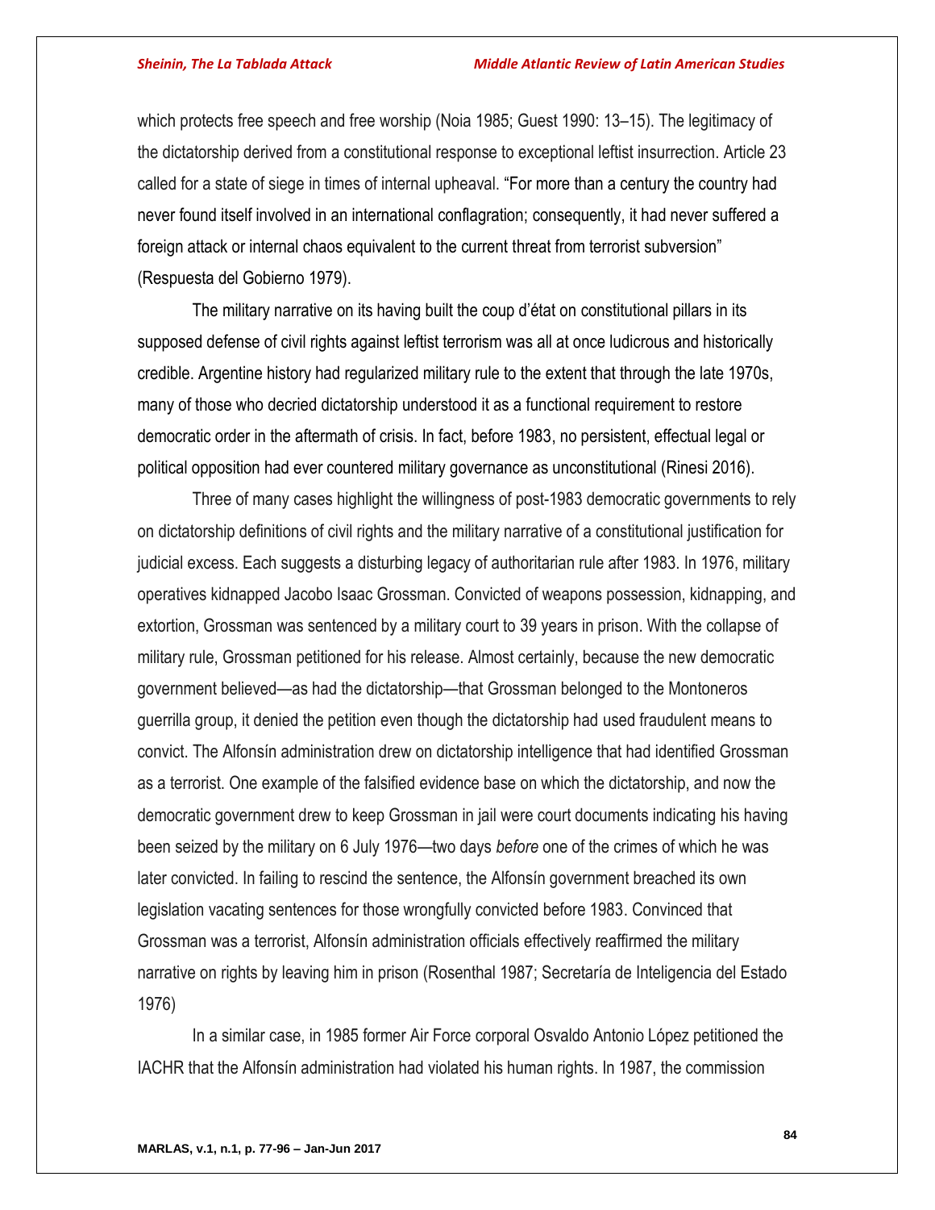which protects free speech and free worship (Noia 1985; Guest 1990: 13–15). The legitimacy of the dictatorship derived from a constitutional response to exceptional leftist insurrection. Article 23 called for a state of siege in times of internal upheaval. "For more than a century the country had never found itself involved in an international conflagration; consequently, it had never suffered a foreign attack or internal chaos equivalent to the current threat from terrorist subversion" (Respuesta del Gobierno 1979).

The military narrative on its having built the coup d'état on constitutional pillars in its supposed defense of civil rights against leftist terrorism was all at once ludicrous and historically credible. Argentine history had regularized military rule to the extent that through the late 1970s, many of those who decried dictatorship understood it as a functional requirement to restore democratic order in the aftermath of crisis. In fact, before 1983, no persistent, effectual legal or political opposition had ever countered military governance as unconstitutional (Rinesi 2016).

Three of many cases highlight the willingness of post-1983 democratic governments to rely on dictatorship definitions of civil rights and the military narrative of a constitutional justification for judicial excess. Each suggests a disturbing legacy of authoritarian rule after 1983. In 1976, military operatives kidnapped Jacobo Isaac Grossman. Convicted of weapons possession, kidnapping, and extortion, Grossman was sentenced by a military court to 39 years in prison. With the collapse of military rule, Grossman petitioned for his release. Almost certainly, because the new democratic government believed—as had the dictatorship—that Grossman belonged to the Montoneros guerrilla group, it denied the petition even though the dictatorship had used fraudulent means to convict. The Alfonsín administration drew on dictatorship intelligence that had identified Grossman as a terrorist. One example of the falsified evidence base on which the dictatorship, and now the democratic government drew to keep Grossman in jail were court documents indicating his having been seized by the military on 6 July 1976—two days *before* one of the crimes of which he was later convicted. In failing to rescind the sentence, the Alfonsín government breached its own legislation vacating sentences for those wrongfully convicted before 1983. Convinced that Grossman was a terrorist, Alfonsín administration officials effectively reaffirmed the military narrative on rights by leaving him in prison (Rosenthal 1987; Secretaría de Inteligencia del Estado 1976)

In a similar case, in 1985 former Air Force corporal Osvaldo Antonio López petitioned the IACHR that the Alfonsín administration had violated his human rights. In 1987, the commission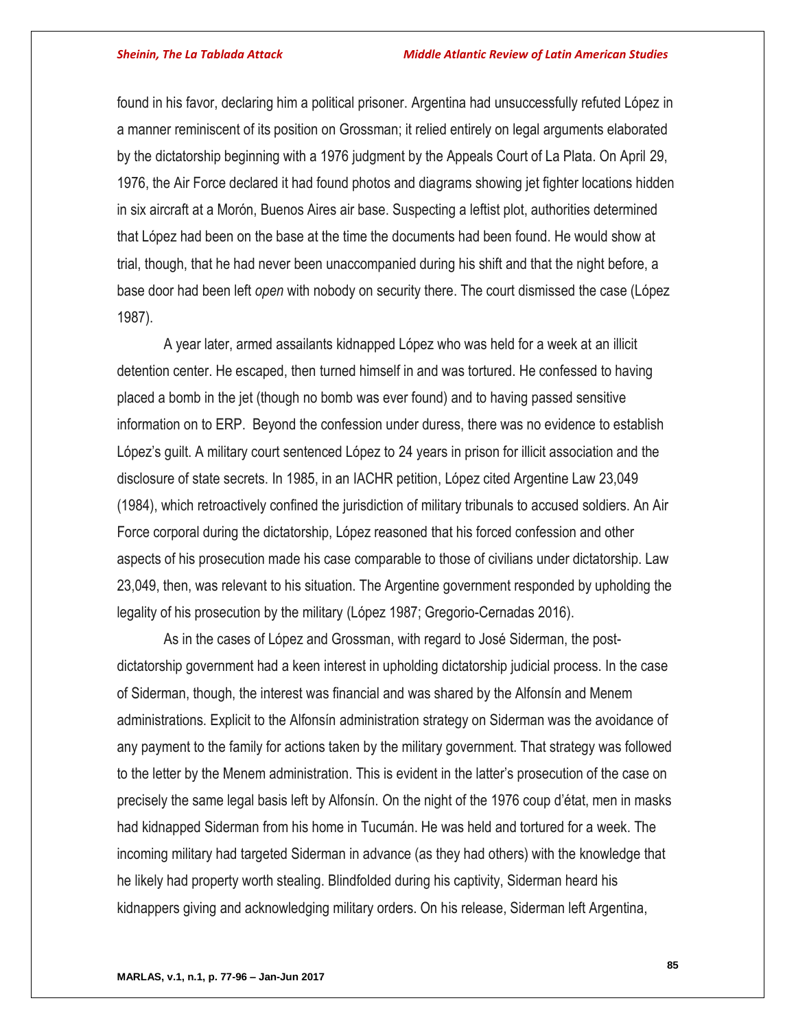found in his favor, declaring him a political prisoner. Argentina had unsuccessfully refuted López in a manner reminiscent of its position on Grossman; it relied entirely on legal arguments elaborated by the dictatorship beginning with a 1976 judgment by the Appeals Court of La Plata. On April 29, 1976, the Air Force declared it had found photos and diagrams showing jet fighter locations hidden in six aircraft at a Morón, Buenos Aires air base. Suspecting a leftist plot, authorities determined that López had been on the base at the time the documents had been found. He would show at trial, though, that he had never been unaccompanied during his shift and that the night before, a base door had been left *open* with nobody on security there. The court dismissed the case (López 1987).

A year later, armed assailants kidnapped López who was held for a week at an illicit detention center. He escaped, then turned himself in and was tortured. He confessed to having placed a bomb in the jet (though no bomb was ever found) and to having passed sensitive information on to ERP. Beyond the confession under duress, there was no evidence to establish López's guilt. A military court sentenced López to 24 years in prison for illicit association and the disclosure of state secrets. In 1985, in an IACHR petition, López cited Argentine Law 23,049 (1984), which retroactively confined the jurisdiction of military tribunals to accused soldiers. An Air Force corporal during the dictatorship, López reasoned that his forced confession and other aspects of his prosecution made his case comparable to those of civilians under dictatorship. Law 23,049, then, was relevant to his situation. The Argentine government responded by upholding the legality of his prosecution by the military (López 1987; Gregorio-Cernadas 2016).

As in the cases of López and Grossman, with regard to José Siderman, the post-dictatorship government had a keen interest in upholding dictatorship judicial process. In the case of Siderman, though, the interest was financial and was shared by the Alfonsín and Menem administrations. Explicit to the Alfonsín administration strategy on Siderman was the avoidance of any payment to the family for actions taken by the military government. That strategy was followed to the letter by the Menem administration. This is evident in the latter's prosecution of the case on precisely the same legal basis left by Alfonsín. On the night of the 1976 coup d'état, men in masks had kidnapped Siderman from his home in Tucumán. He was held and tortured for a week. The incoming military had targeted Siderman in advance (as they had others) with the knowledge that he likely had property worth stealing. Blindfolded during his captivity, Siderman heard his kidnappers giving and acknowledging military orders. On his release, Siderman left Argentina,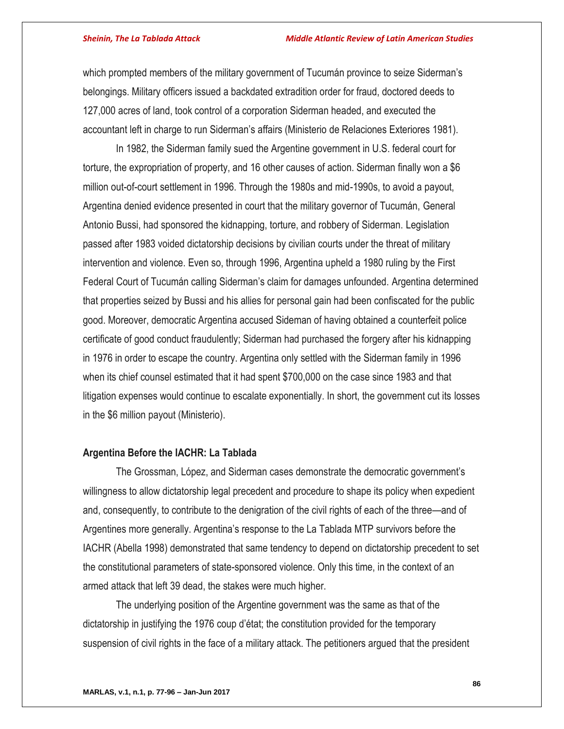which prompted members of the military government of Tucumán province to seize Siderman's belongings. Military officers issued a backdated extradition order for fraud, doctored deeds to 127,000 acres of land, took control of a corporation Siderman headed, and executed the accountant left in charge to run Siderman's affairs (Ministerio de Relaciones Exteriores 1981).

In 1982, the Siderman family sued the Argentine government in U.S. federal court for torture, the expropriation of property, and 16 other causes of action. Siderman finally won a $6 million out-of-court settlement in 1996. Through the 1980s and mid-1990s, to avoid a payout, Argentina denied evidence presented in court that the military governor of Tucumán, General Antonio Bussi, had sponsored the kidnapping, torture, and robbery of Siderman. Legislation passed after 1983 voided dictatorship decisions by civilian courts under the threat of military intervention and violence. Even so, through 1996, Argentina upheld a 1980 ruling by the First Federal Court of Tucumán calling Siderman's claim for damages unfounded. Argentina determined that properties seized by Bussi and his allies for personal gain had been confiscated for the public good. Moreover, democratic Argentina accused Sideman of having obtained a counterfeit police certificate of good conduct fraudulently; Siderman had purchased the forgery after his kidnapping in 1976 in order to escape the country. Argentina only settled with the Siderman family in 1996 when its chief counsel estimated that it had spent $700,000 on the case since 1983 and that litigation expenses would continue to escalate exponentially. In short, the government cut its losses in the $6 million payout (Ministerio).

### Argentina Before the IACHR: La Tablada

The Grossman, López, and Siderman cases demonstrate the democratic government's willingness to allow dictatorship legal precedent and procedure to shape its policy when expedient and, consequently, to contribute to the denigration of the civil rights of each of the three—and of Argentines more generally. Argentina's response to the La Tablada MTP survivors before the IACHR (Abella 1998) demonstrated that same tendency to depend on dictatorship precedent to set the constitutional parameters of state-sponsored violence. Only this time, in the context of an armed attack that left 39 dead, the stakes were much higher.

The underlying position of the Argentine government was the same as that of the dictatorship in justifying the 1976 coup d'état; the constitution provided for the temporary suspension of civil rights in the face of a military attack. The petitioners argued that the president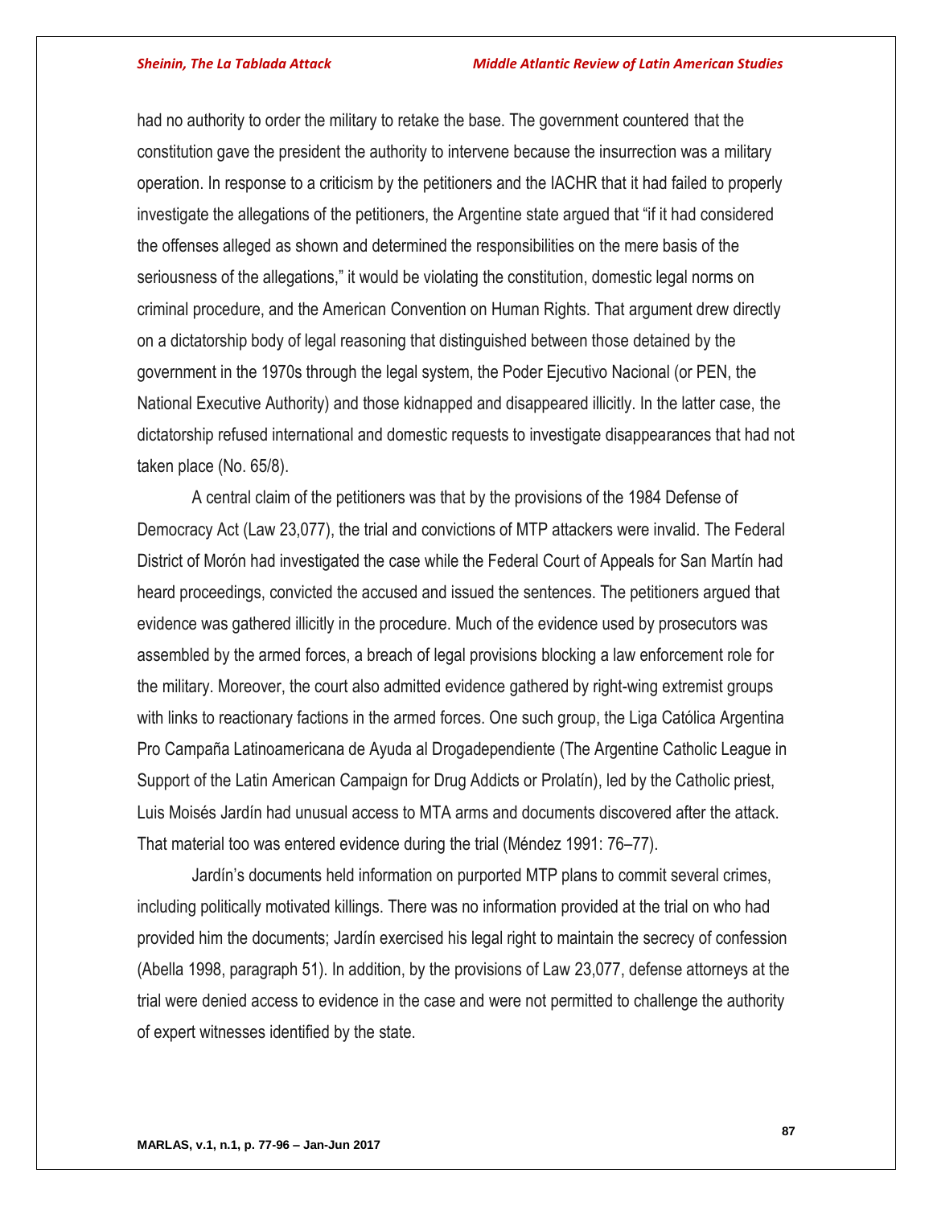had no authority to order the military to retake the base. The government countered that the constitution gave the president the authority to intervene because the insurrection was a military operation. In response to a criticism by the petitioners and the IACHR that it had failed to properly investigate the allegations of the petitioners, the Argentine state argued that "if it had considered the offenses alleged as shown and determined the responsibilities on the mere basis of the seriousness of the allegations," it would be violating the constitution, domestic legal norms on criminal procedure, and the American Convention on Human Rights. That argument drew directly on a dictatorship body of legal reasoning that distinguished between those detained by the government in the 1970s through the legal system, the Poder Ejecutivo Nacional (or PEN, the National Executive Authority) and those kidnapped and disappeared illicitly. In the latter case, the dictatorship refused international and domestic requests to investigate disappearances that had not taken place (No. 65/8).

A central claim of the petitioners was that by the provisions of the 1984 Defense of Democracy Act (Law 23,077), the trial and convictions of MTP attackers were invalid. The Federal District of Morón had investigated the case while the Federal Court of Appeals for San Martín had heard proceedings, convicted the accused and issued the sentences. The petitioners argued that evidence was gathered illicitly in the procedure. Much of the evidence used by prosecutors was assembled by the armed forces, a breach of legal provisions blocking a law enforcement role for the military. Moreover, the court also admitted evidence gathered by right-wing extremist groups with links to reactionary factions in the armed forces. One such group, the Liga Católica Argentina Pro Campaña Latinoamericana de Ayuda al Drogadependiente (The Argentine Catholic League in Support of the Latin American Campaign for Drug Addicts or Prolatín), led by the Catholic priest, Luis Moisés Jardín had unusual access to MTA arms and documents discovered after the attack. That material too was entered evidence during the trial (Méndez 1991: 76–77).

Jardín's documents held information on purported MTP plans to commit several crimes, including politically motivated killings. There was no information provided at the trial on who had provided him the documents; Jardín exercised his legal right to maintain the secrecy of confession (Abella 1998, paragraph 51). In addition, by the provisions of Law 23,077, defense attorneys at the trial were denied access to evidence in the case and were not permitted to challenge the authority of expert witnesses identified by the state.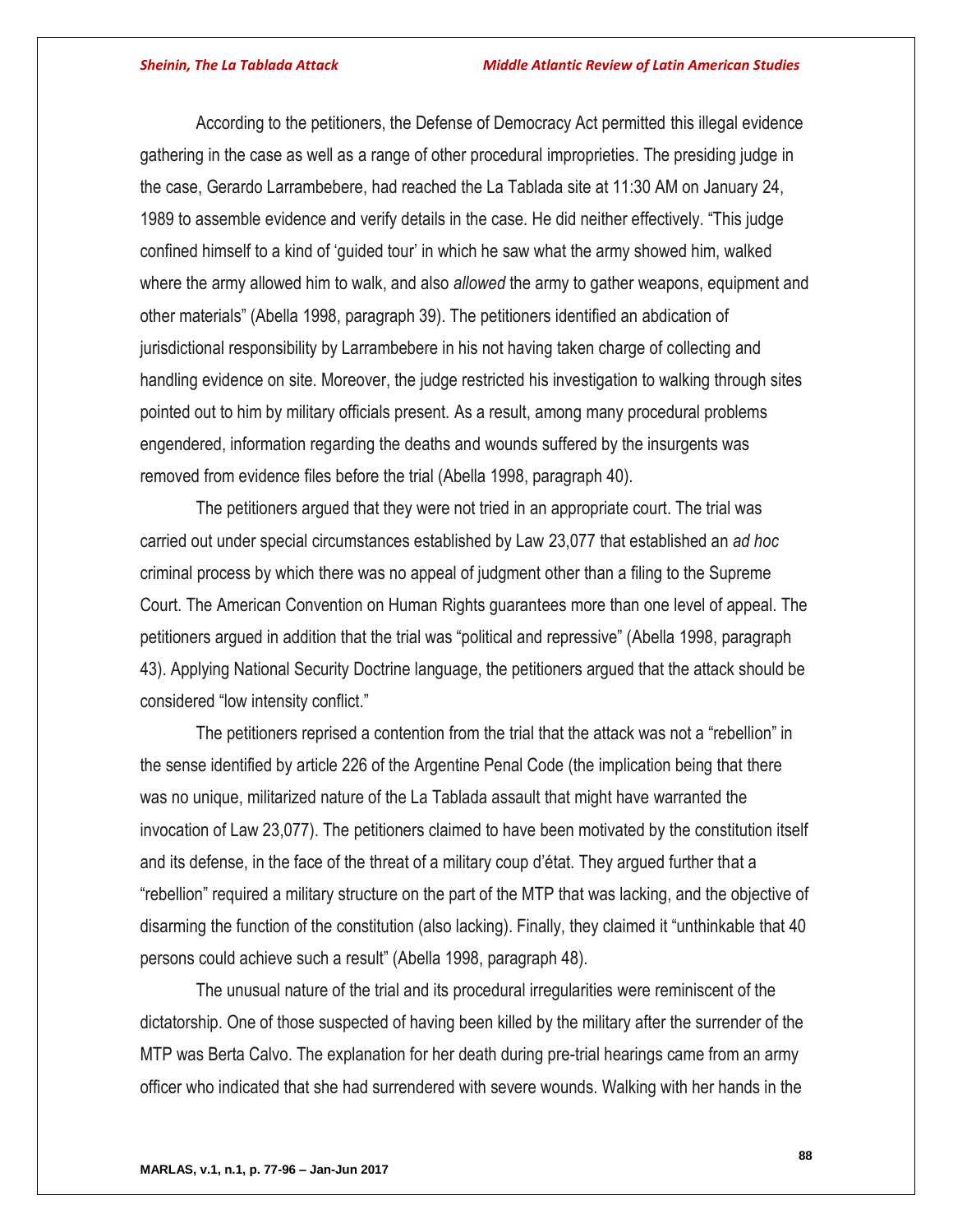According to the petitioners, the Defense of Democracy Act permitted this illegal evidence gathering in the case as well as a range of other procedural improprieties. The presiding judge in the case, Gerardo Larrambebere, had reached the La Tablada site at 11:30 AM on January 24, 1989 to assemble evidence and verify details in the case. He did neither effectively. "This judge confined himself to a kind of 'guided tour' in which he saw what the army showed him, walked where the army allowed him to walk, and also *allowed* the army to gather weapons, equipment and other materials" (Abella 1998, paragraph 39). The petitioners identified an abdication of jurisdictional responsibility by Larrambebere in his not having taken charge of collecting and handling evidence on site. Moreover, the judge restricted his investigation to walking through sites pointed out to him by military officials present. As a result, among many procedural problems engendered, information regarding the deaths and wounds suffered by the insurgents was removed from evidence files before the trial (Abella 1998, paragraph 40).

The petitioners argued that they were not tried in an appropriate court. The trial was carried out under special circumstances established by Law 23,077 that established an *ad hoc* criminal process by which there was no appeal of judgment other than a filing to the Supreme Court. The American Convention on Human Rights guarantees more than one level of appeal. The petitioners argued in addition that the trial was "political and repressive" (Abella 1998, paragraph 43). Applying National Security Doctrine language, the petitioners argued that the attack should be considered "low intensity conflict."

The petitioners reprised a contention from the trial that the attack was not a "rebellion" in the sense identified by article 226 of the Argentine Penal Code (the implication being that there was no unique, militarized nature of the La Tablada assault that might have warranted the invocation of Law 23,077). The petitioners claimed to have been motivated by the constitution itself and its defense, in the face of the threat of a military coup d'état. They argued further that a "rebellion" required a military structure on the part of the MTP that was lacking, and the objective of disarming the function of the constitution (also lacking). Finally, they claimed it "unthinkable that 40 persons could achieve such a result" (Abella 1998, paragraph 48).

The unusual nature of the trial and its procedural irregularities were reminiscent of the dictatorship. One of those suspected of having been killed by the military after the surrender of the MTP was Berta Calvo. The explanation for her death during pre-trial hearings came from an army officer who indicated that she had surrendered with severe wounds. Walking with her hands in the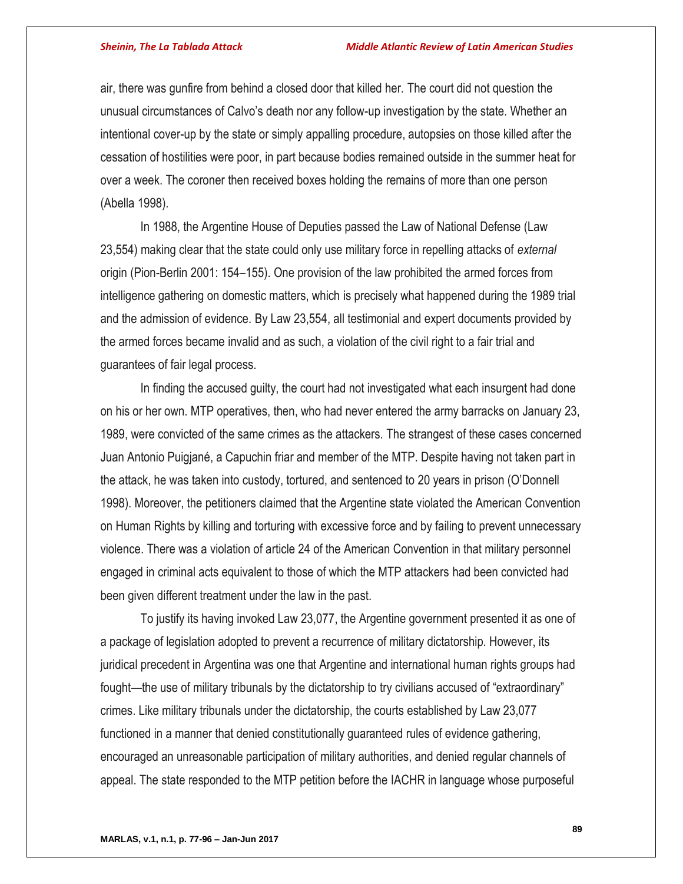air, there was gunfire from behind a closed door that killed her. The court did not question the unusual circumstances of Calvo's death nor any follow-up investigation by the state. Whether an intentional cover-up by the state or simply appalling procedure, autopsies on those killed after the cessation of hostilities were poor, in part because bodies remained outside in the summer heat for over a week. The coroner then received boxes holding the remains of more than one person (Abella 1998).

In 1988, the Argentine House of Deputies passed the Law of National Defense (Law 23,554) making clear that the state could only use military force in repelling attacks of *external* origin (Pion-Berlin 2001: 154–155). One provision of the law prohibited the armed forces from intelligence gathering on domestic matters, which is precisely what happened during the 1989 trial and the admission of evidence. By Law 23,554, all testimonial and expert documents provided by the armed forces became invalid and as such, a violation of the civil right to a fair trial and guarantees of fair legal process.

In finding the accused guilty, the court had not investigated what each insurgent had done on his or her own. MTP operatives, then, who had never entered the army barracks on January 23, 1989, were convicted of the same crimes as the attackers. The strangest of these cases concerned Juan Antonio Puigjané, a Capuchin friar and member of the MTP. Despite having not taken part in the attack, he was taken into custody, tortured, and sentenced to 20 years in prison (O'Donnell 1998). Moreover, the petitioners claimed that the Argentine state violated the American Convention on Human Rights by killing and torturing with excessive force and by failing to prevent unnecessary violence. There was a violation of article 24 of the American Convention in that military personnel engaged in criminal acts equivalent to those of which the MTP attackers had been convicted had been given different treatment under the law in the past.

To justify its having invoked Law 23,077, the Argentine government presented it as one of a package of legislation adopted to prevent a recurrence of military dictatorship. However, its juridical precedent in Argentina was one that Argentine and international human rights groups had fought—the use of military tribunals by the dictatorship to try civilians accused of "extraordinary" crimes. Like military tribunals under the dictatorship, the courts established by Law 23,077 functioned in a manner that denied constitutionally guaranteed rules of evidence gathering, encouraged an unreasonable participation of military authorities, and denied regular channels of appeal. The state responded to the MTP petition before the IACHR in language whose purposeful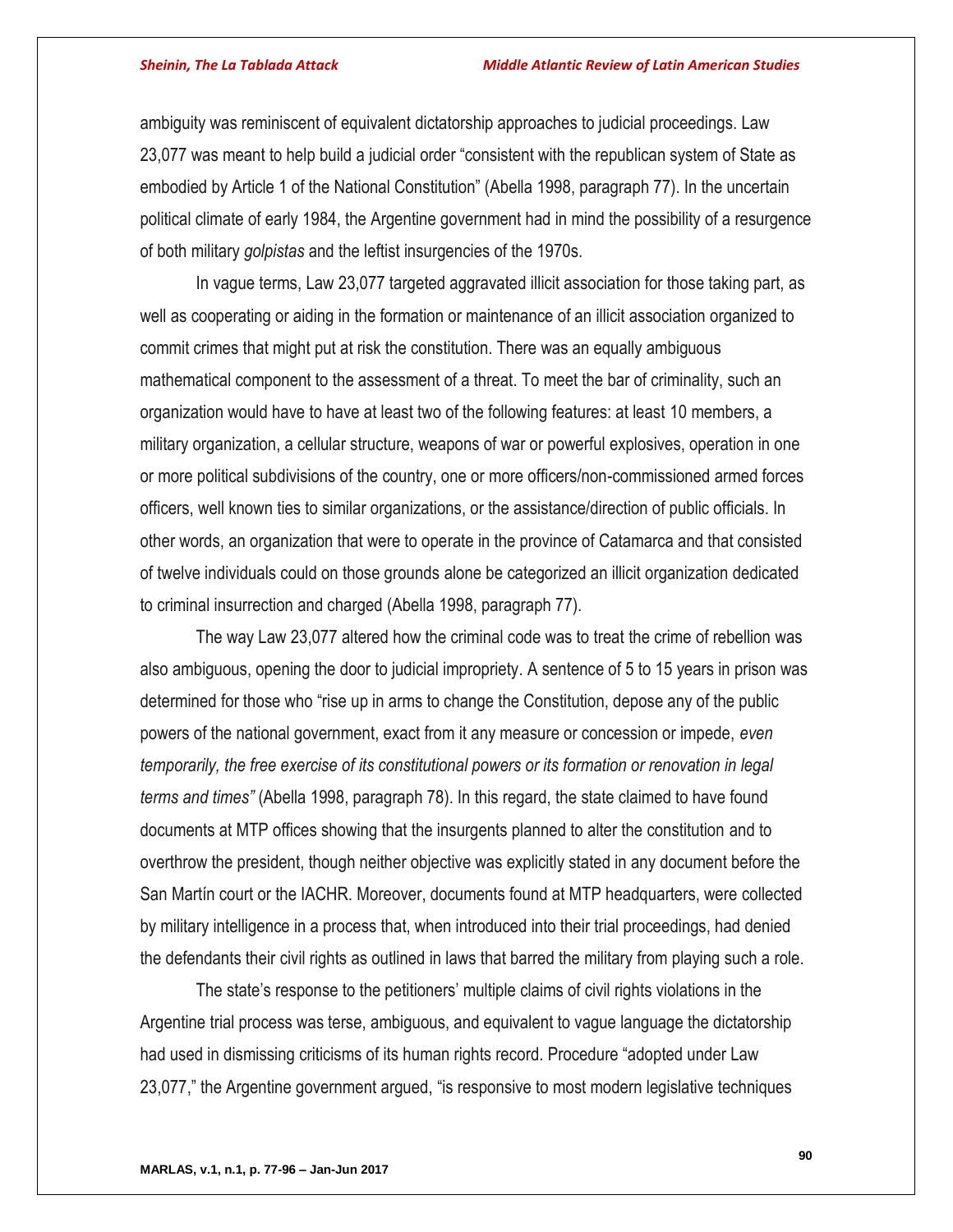ambiguity was reminiscent of equivalent dictatorship approaches to judicial proceedings. Law 23,077 was meant to help build a judicial order "consistent with the republican system of State as embodied by Article 1 of the National Constitution" (Abella 1998, paragraph 77). In the uncertain political climate of early 1984, the Argentine government had in mind the possibility of a resurgence of both military *golpistas* and the leftist insurgencies of the 1970s.

In vague terms, Law 23,077 targeted aggravated illicit association for those taking part, as well as cooperating or aiding in the formation or maintenance of an illicit association organized to commit crimes that might put at risk the constitution. There was an equally ambiguous mathematical component to the assessment of a threat. To meet the bar of criminality, such an organization would have to have at least two of the following features: at least 10 members, a military organization, a cellular structure, weapons of war or powerful explosives, operation in one or more political subdivisions of the country, one or more officers/non-commissioned armed forces officers, well known ties to similar organizations, or the assistance/direction of public officials. In other words, an organization that were to operate in the province of Catamarca and that consisted of twelve individuals could on those grounds alone be categorized an illicit organization dedicated to criminal insurrection and charged (Abella 1998, paragraph 77).

The way Law 23,077 altered how the criminal code was to treat the crime of rebellion was also ambiguous, opening the door to judicial impropriety. A sentence of 5 to 15 years in prison was determined for those who "rise up in arms to change the Constitution, depose any of the public powers of the national government, exact from it any measure or concession or impede, *even temporarily, the free exercise of its constitutional powers or its formation or renovation in legal terms and times"* (Abella 1998, paragraph 78). In this regard, the state claimed to have found documents at MTP offices showing that the insurgents planned to alter the constitution and to overthrow the president, though neither objective was explicitly stated in any document before the San Martín court or the IACHR. Moreover, documents found at MTP headquarters, were collected by military intelligence in a process that, when introduced into their trial proceedings, had denied the defendants their civil rights as outlined in laws that barred the military from playing such a role.

The state's response to the petitioners' multiple claims of civil rights violations in the Argentine trial process was terse, ambiguous, and equivalent to vague language the dictatorship had used in dismissing criticisms of its human rights record. Procedure "adopted under Law 23,077," the Argentine government argued, "is responsive to most modern legislative techniques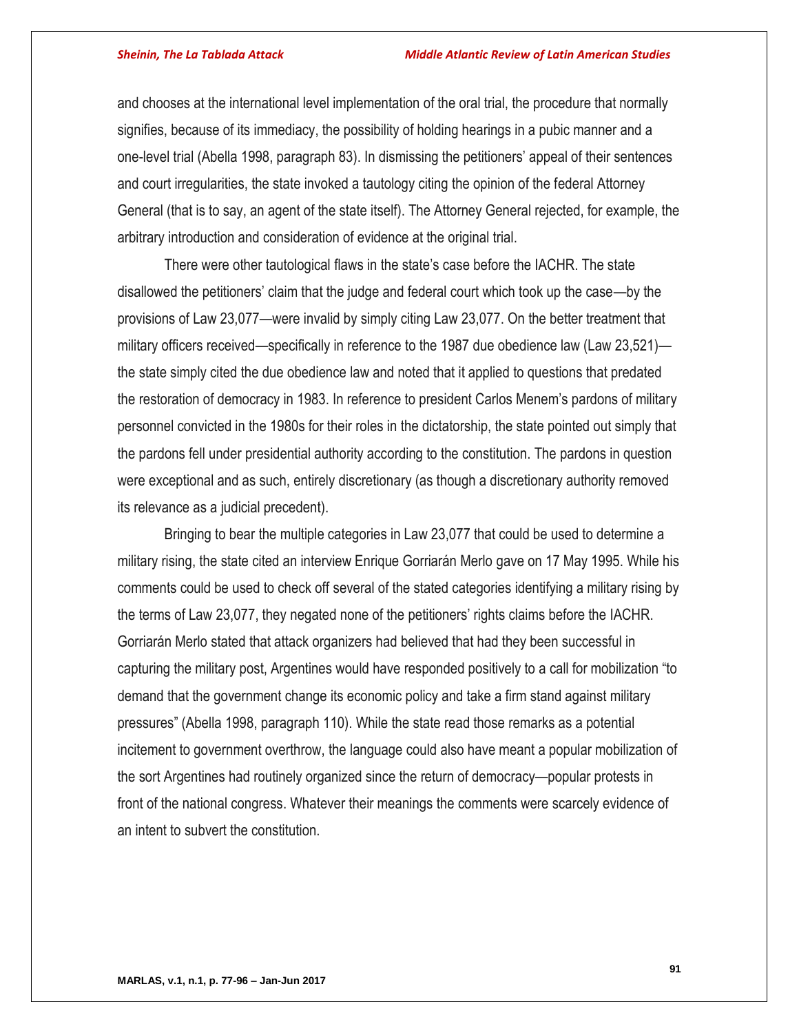and chooses at the international level implementation of the oral trial, the procedure that normally signifies, because of its immediacy, the possibility of holding hearings in a pubic manner and a one-level trial (Abella 1998, paragraph 83). In dismissing the petitioners' appeal of their sentences and court irregularities, the state invoked a tautology citing the opinion of the federal Attorney General (that is to say, an agent of the state itself). The Attorney General rejected, for example, the arbitrary introduction and consideration of evidence at the original trial.

There were other tautological flaws in the state's case before the IACHR. The state disallowed the petitioners' claim that the judge and federal court which took up the case—by the provisions of Law 23,077—were invalid by simply citing Law 23,077. On the better treatment that military officers received—specifically in reference to the 1987 due obedience law (Law 23,521)—the state simply cited the due obedience law and noted that it applied to questions that predated the restoration of democracy in 1983. In reference to president Carlos Menem's pardons of military personnel convicted in the 1980s for their roles in the dictatorship, the state pointed out simply that the pardons fell under presidential authority according to the constitution. The pardons in question were exceptional and as such, entirely discretionary (as though a discretionary authority removed its relevance as a judicial precedent).

Bringing to bear the multiple categories in Law 23,077 that could be used to determine a military rising, the state cited an interview Enrique Gorriarán Merlo gave on 17 May 1995. While his comments could be used to check off several of the stated categories identifying a military rising by the terms of Law 23,077, they negated none of the petitioners' rights claims before the IACHR. Gorriarán Merlo stated that attack organizers had believed that had they been successful in capturing the military post, Argentines would have responded positively to a call for mobilization "to demand that the government change its economic policy and take a firm stand against military pressures" (Abella 1998, paragraph 110). While the state read those remarks as a potential incitement to government overthrow, the language could also have meant a popular mobilization of the sort Argentines had routinely organized since the return of democracy—popular protests in front of the national congress. Whatever their meanings the comments were scarcely evidence of an intent to subvert the constitution.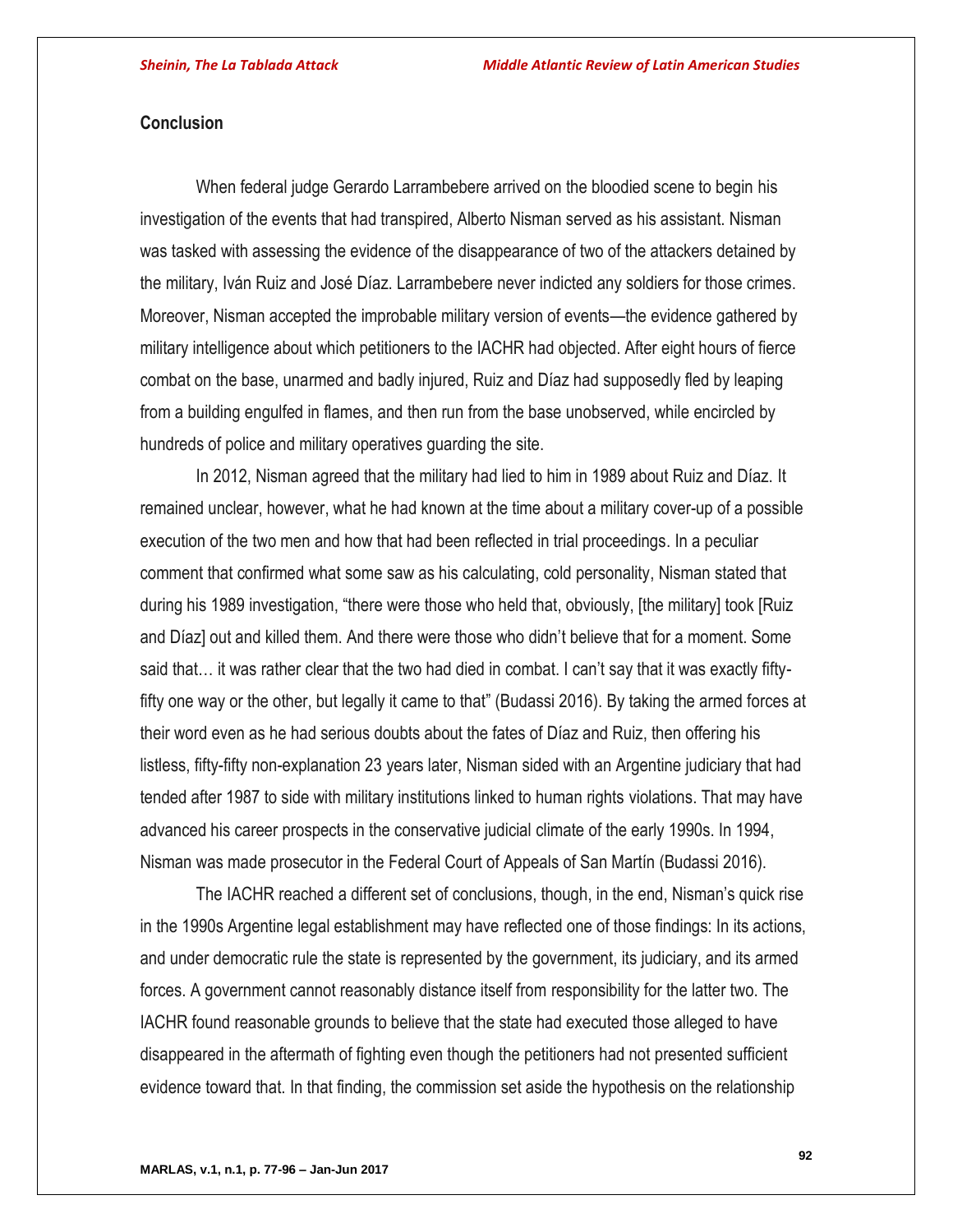## Conclusion

When federal judge Gerardo Larrambebere arrived on the bloodied scene to begin his investigation of the events that had transpired, Alberto Nisman served as his assistant. Nisman was tasked with assessing the evidence of the disappearance of two of the attackers detained by the military, Iván Ruiz and José Díaz. Larrambebere never indicted any soldiers for those crimes. Moreover, Nisman accepted the improbable military version of events—the evidence gathered by military intelligence about which petitioners to the IACHR had objected. After eight hours of fierce combat on the base, unarmed and badly injured, Ruiz and Díaz had supposedly fled by leaping from a building engulfed in flames, and then run from the base unobserved, while encircled by hundreds of police and military operatives guarding the site.

In 2012, Nisman agreed that the military had lied to him in 1989 about Ruiz and Díaz. It remained unclear, however, what he had known at the time about a military cover-up of a possible execution of the two men and how that had been reflected in trial proceedings. In a peculiar comment that confirmed what some saw as his calculating, cold personality, Nisman stated that during his 1989 investigation, "there were those who held that, obviously, [the military] took [Ruiz and Díaz] out and killed them. And there were those who didn't believe that for a moment. Some said that… it was rather clear that the two had died in combat. I can't say that it was exactly fifty-fifty one way or the other, but legally it came to that" (Budassi 2016). By taking the armed forces at their word even as he had serious doubts about the fates of Díaz and Ruiz, then offering his listless, fifty-fifty non-explanation 23 years later, Nisman sided with an Argentine judiciary that had tended after 1987 to side with military institutions linked to human rights violations. That may have advanced his career prospects in the conservative judicial climate of the early 1990s. In 1994, Nisman was made prosecutor in the Federal Court of Appeals of San Martín (Budassi 2016).

The IACHR reached a different set of conclusions, though, in the end, Nisman's quick rise in the 1990s Argentine legal establishment may have reflected one of those findings: In its actions, and under democratic rule the state is represented by the government, its judiciary, and its armed forces. A government cannot reasonably distance itself from responsibility for the latter two. The IACHR found reasonable grounds to believe that the state had executed those alleged to have disappeared in the aftermath of fighting even though the petitioners had not presented sufficient evidence toward that. In that finding, the commission set aside the hypothesis on the relationship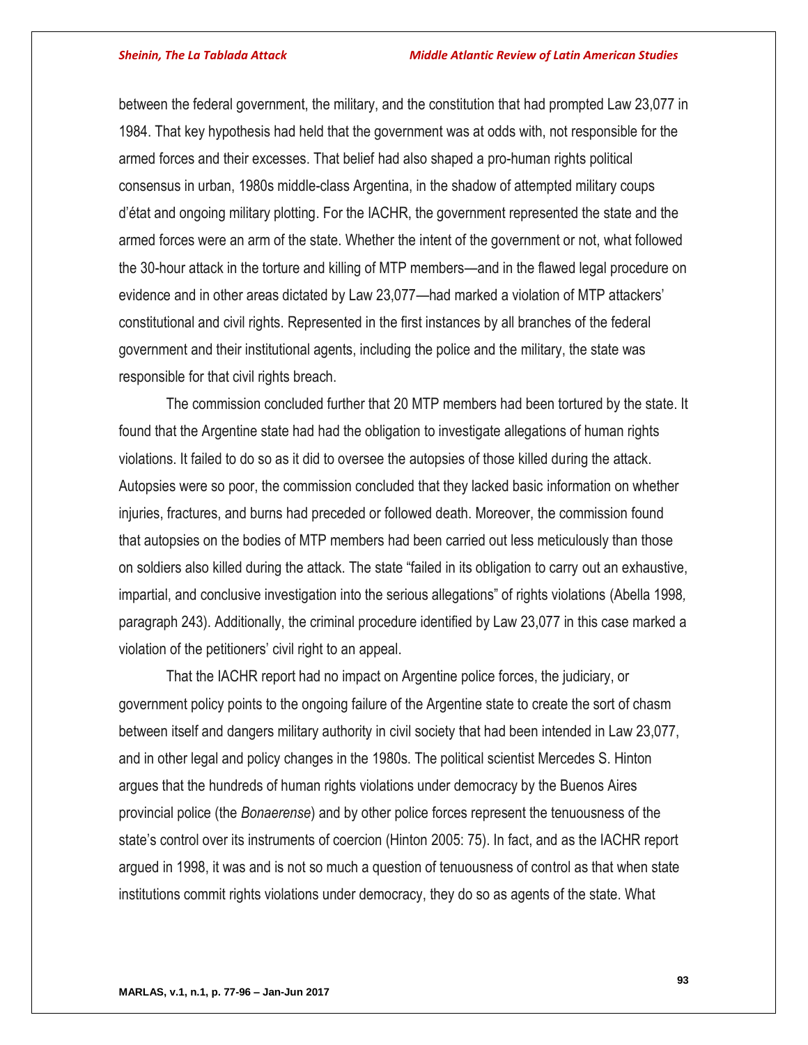between the federal government, the military, and the constitution that had prompted Law 23,077 in 1984. That key hypothesis had held that the government was at odds with, not responsible for the armed forces and their excesses. That belief had also shaped a pro-human rights political consensus in urban, 1980s middle-class Argentina, in the shadow of attempted military coups d'état and ongoing military plotting. For the IACHR, the government represented the state and the armed forces were an arm of the state. Whether the intent of the government or not, what followed the 30-hour attack in the torture and killing of MTP members—and in the flawed legal procedure on evidence and in other areas dictated by Law 23,077—had marked a violation of MTP attackers' constitutional and civil rights. Represented in the first instances by all branches of the federal government and their institutional agents, including the police and the military, the state was responsible for that civil rights breach.

The commission concluded further that 20 MTP members had been tortured by the state. It found that the Argentine state had had the obligation to investigate allegations of human rights violations. It failed to do so as it did to oversee the autopsies of those killed during the attack. Autopsies were so poor, the commission concluded that they lacked basic information on whether injuries, fractures, and burns had preceded or followed death. Moreover, the commission found that autopsies on the bodies of MTP members had been carried out less meticulously than those on soldiers also killed during the attack. The state "failed in its obligation to carry out an exhaustive, impartial, and conclusive investigation into the serious allegations" of rights violations (Abella 1998, paragraph 243). Additionally, the criminal procedure identified by Law 23,077 in this case marked a violation of the petitioners' civil right to an appeal.

That the IACHR report had no impact on Argentine police forces, the judiciary, or government policy points to the ongoing failure of the Argentine state to create the sort of chasm between itself and dangers military authority in civil society that had been intended in Law 23,077, and in other legal and policy changes in the 1980s. The political scientist Mercedes S. Hinton argues that the hundreds of human rights violations under democracy by the Buenos Aires provincial police (the *Bonaerense*) and by other police forces represent the tenuousness of the state's control over its instruments of coercion (Hinton 2005: 75). In fact, and as the IACHR report argued in 1998, it was and is not so much a question of tenuousness of control as that when state institutions commit rights violations under democracy, they do so as agents of the state. What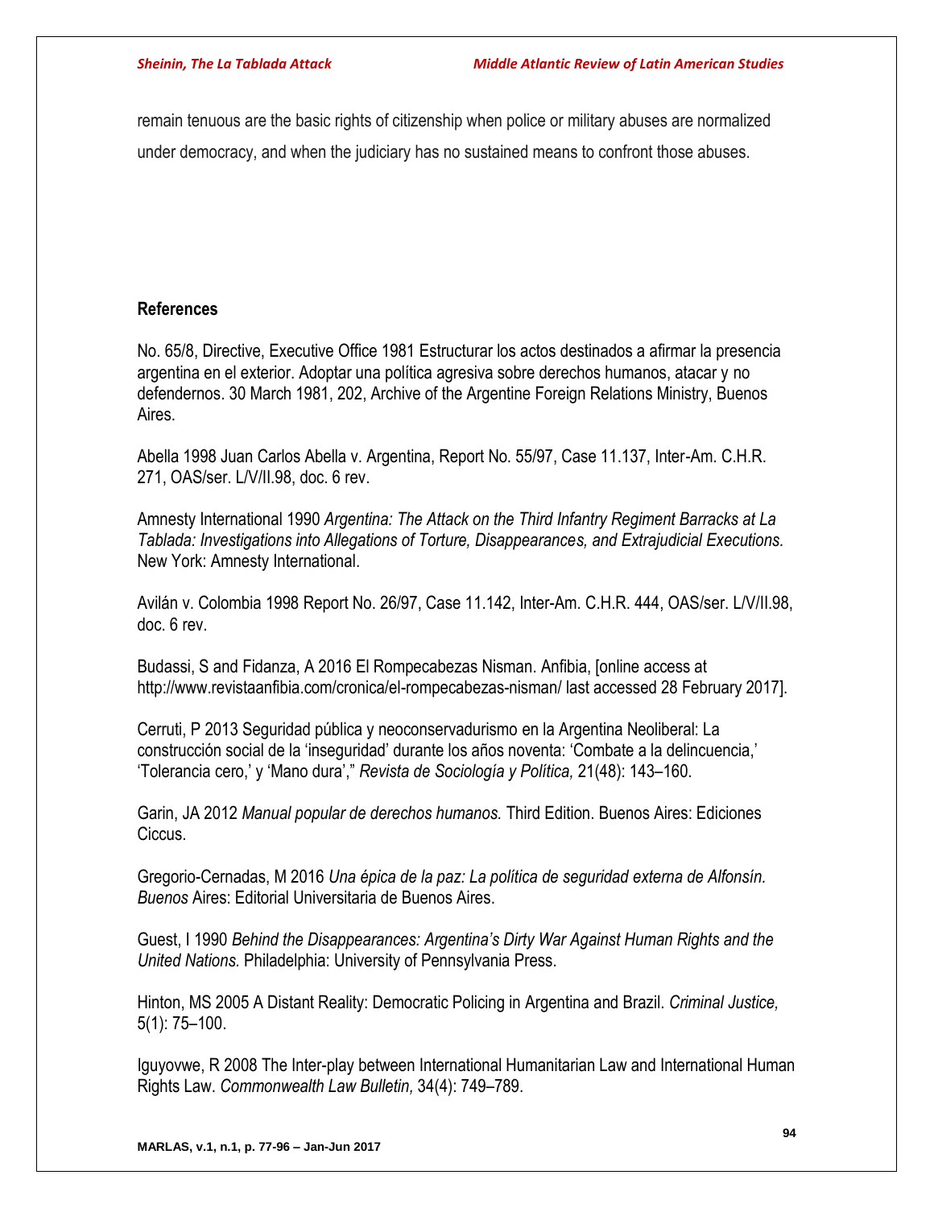remain tenuous are the basic rights of citizenship when police or military abuses are normalized under democracy, and when the judiciary has no sustained means to confront those abuses.

## References

No. 65/8, Directive, Executive Office 1981 Estructurar los actos destinados a afirmar la presencia argentina en el exterior. Adoptar una política agresiva sobre derechos humanos, atacar y no defendernos. 30 March 1981, 202, Archive of the Argentine Foreign Relations Ministry, Buenos Aires.

Abella 1998 Juan Carlos Abella v. Argentina, Report No. 55/97, Case 11.137, Inter-Am. C.H.R. 271, OAS/ser. L/V/II.98, doc. 6 rev.

Amnesty International 1990 *Argentina: The Attack on the Third Infantry Regiment Barracks at La Tablada: Investigations into Allegations of Torture, Disappearances, and Extrajudicial Executions.* New York: Amnesty International.

Avilán v. Colombia 1998 Report No. 26/97, Case 11.142, Inter-Am. C.H.R. 444, OAS/ser. L/V/II.98, doc. 6 rev.

Budassi, S and Fidanza, A 2016 El Rompecabezas Nisman. Anfibia, [online access at http://www.revistaanfibia.com/cronica/el-rompecabezas-nisman/ last accessed 28 February 2017].

Cerruti, P 2013 Seguridad pública y neoconservadurismo en la Argentina Neoliberal: La construcción social de la 'inseguridad' durante los años noventa: 'Combate a la delincuencia,' 'Tolerancia cero,' y 'Mano dura'," *Revista de Sociología y Política,* 21(48): 143–160.

Garin, JA 2012 *Manual popular de derechos humanos.* Third Edition. Buenos Aires: Ediciones Ciccus.

Gregorio-Cernadas, M 2016 *Una épica de la paz: La política de seguridad externa de Alfonsín. Buenos* Aires: Editorial Universitaria de Buenos Aires.

Guest, I 1990 *Behind the Disappearances: Argentina's Dirty War Against Human Rights and the United Nations.* Philadelphia: University of Pennsylvania Press.

Hinton, MS 2005 A Distant Reality: Democratic Policing in Argentina and Brazil. *Criminal Justice,* 5(1): 75–100.

Iguyovwe, R 2008 The Inter-play between International Humanitarian Law and International Human Rights Law. *Commonwealth Law Bulletin,* 34(4): 749–789.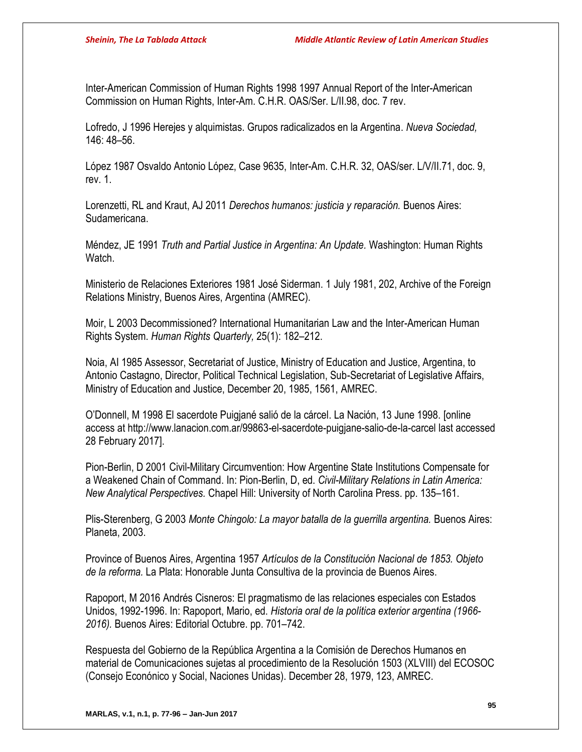Inter-American Commission of Human Rights 1998 1997 Annual Report of the Inter-American Commission on Human Rights, Inter-Am. C.H.R. OAS/Ser. L/II.98, doc. 7 rev.

Lofredo, J 1996 Herejes y alquimistas. Grupos radicalizados en la Argentina. *Nueva Sociedad,* 146: 48–56.

López 1987 Osvaldo Antonio López, Case 9635, Inter-Am. C.H.R. 32, OAS/ser. L/V/II.71, doc. 9, rev. 1.

Lorenzetti, RL and Kraut, AJ 2011 *Derechos humanos: justicia y reparación.* Buenos Aires: Sudamericana.

Méndez, JE 1991 *Truth and Partial Justice in Argentina: An Update.* Washington: Human Rights Watch.

Ministerio de Relaciones Exteriores 1981 José Siderman. 1 July 1981, 202, Archive of the Foreign Relations Ministry, Buenos Aires, Argentina (AMREC).

Moir, L 2003 Decommissioned? International Humanitarian Law and the Inter-American Human Rights System. *Human Rights Quarterly,* 25(1): 182–212.

Noia, AI 1985 Assessor, Secretariat of Justice, Ministry of Education and Justice, Argentina, to Antonio Castagno, Director, Political Technical Legislation, Sub-Secretariat of Legislative Affairs, Ministry of Education and Justice, December 20, 1985, 1561, AMREC.

O'Donnell, M 1998 El sacerdote Puigjané salió de la cárcel. La Nación, 13 June 1998. [online access at http://www.lanacion.com.ar/99863-el-sacerdote-puigjane-salio-de-la-carcel last accessed 28 February 2017].

Pion-Berlin, D 2001 Civil-Military Circumvention: How Argentine State Institutions Compensate for a Weakened Chain of Command. In: Pion-Berlin, D, ed. *Civil-Military Relations in Latin America: New Analytical Perspectives.* Chapel Hill: University of North Carolina Press. pp. 135–161.

Plis-Sterenberg, G 2003 *Monte Chingolo: La mayor batalla de la guerrilla argentina.* Buenos Aires: Planeta, 2003.

Province of Buenos Aires, Argentina 1957 *Artículos de la Constitución Nacional de 1853. Objeto de la reforma.* La Plata: Honorable Junta Consultiva de la provincia de Buenos Aires.

Rapoport, M 2016 Andrés Cisneros: El pragmatismo de las relaciones especiales con Estados Unidos, 1992-1996. In: Rapoport, Mario, ed. *Historia oral de la política exterior argentina (1966-2016).* Buenos Aires: Editorial Octubre. pp. 701–742.

Respuesta del Gobierno de la República Argentina a la Comisión de Derechos Humanos en material de Comunicaciones sujetas al procedimiento de la Resolución 1503 (XLVIII) del ECOSOC (Consejo Económico y Social, Naciones Unidas). December 28, 1979, 123, AMREC.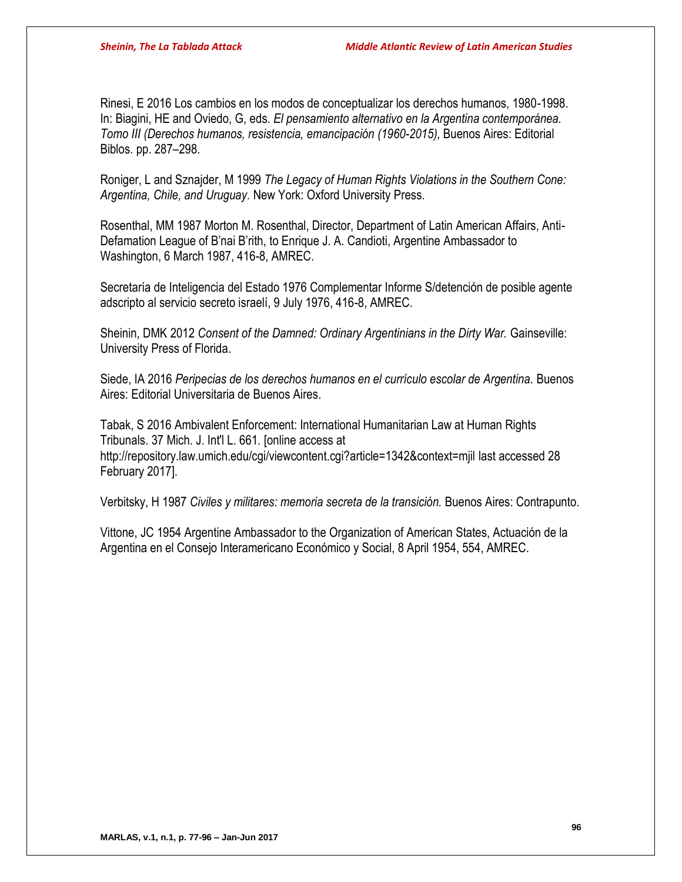Rinesi, E 2016 Los cambios en los modos de conceptualizar los derechos humanos, 1980-1998. In: Biagini, HE and Oviedo, G, eds. *El pensamiento alternativo en la Argentina contemporánea. Tomo III (Derechos humanos, resistencia, emancipación (1960-2015),* Buenos Aires: Editorial Biblos. pp. 287–298.

Roniger, L and Sznajder, M 1999 *The Legacy of Human Rights Violations in the Southern Cone: Argentina, Chile, and Uruguay.* New York: Oxford University Press.

Rosenthal, MM 1987 Morton M. Rosenthal, Director, Department of Latin American Affairs, Anti-Defamation League of B'nai B'rith, to Enrique J. A. Candioti, Argentine Ambassador to Washington, 6 March 1987, 416-8, AMREC.

Secretaría de Inteligencia del Estado 1976 Complementar Informe S/detención de posible agente adscripto al servicio secreto israelí, 9 July 1976, 416-8, AMREC.

Sheinin, DMK 2012 *Consent of the Damned: Ordinary Argentinians in the Dirty War.* Gainseville: University Press of Florida.

Siede, IA 2016 *Peripecias de los derechos humanos en el currículo escolar de Argentina.* Buenos Aires: Editorial Universitaria de Buenos Aires.

Tabak, S 2016 Ambivalent Enforcement: International Humanitarian Law at Human Rights Tribunals. 37 Mich. J. Int'l L. 661. [online access at http://repository.law.umich.edu/cgi/viewcontent.cgi?article=1342&context=mjil last accessed 28 February 2017].

Verbitsky, H 1987 *Civiles y militares: memoria secreta de la transición.* Buenos Aires: Contrapunto.

Vittone, JC 1954 Argentine Ambassador to the Organization of American States, Actuación de la Argentina en el Consejo Interamericano Económico y Social, 8 April 1954, 554, AMREC.